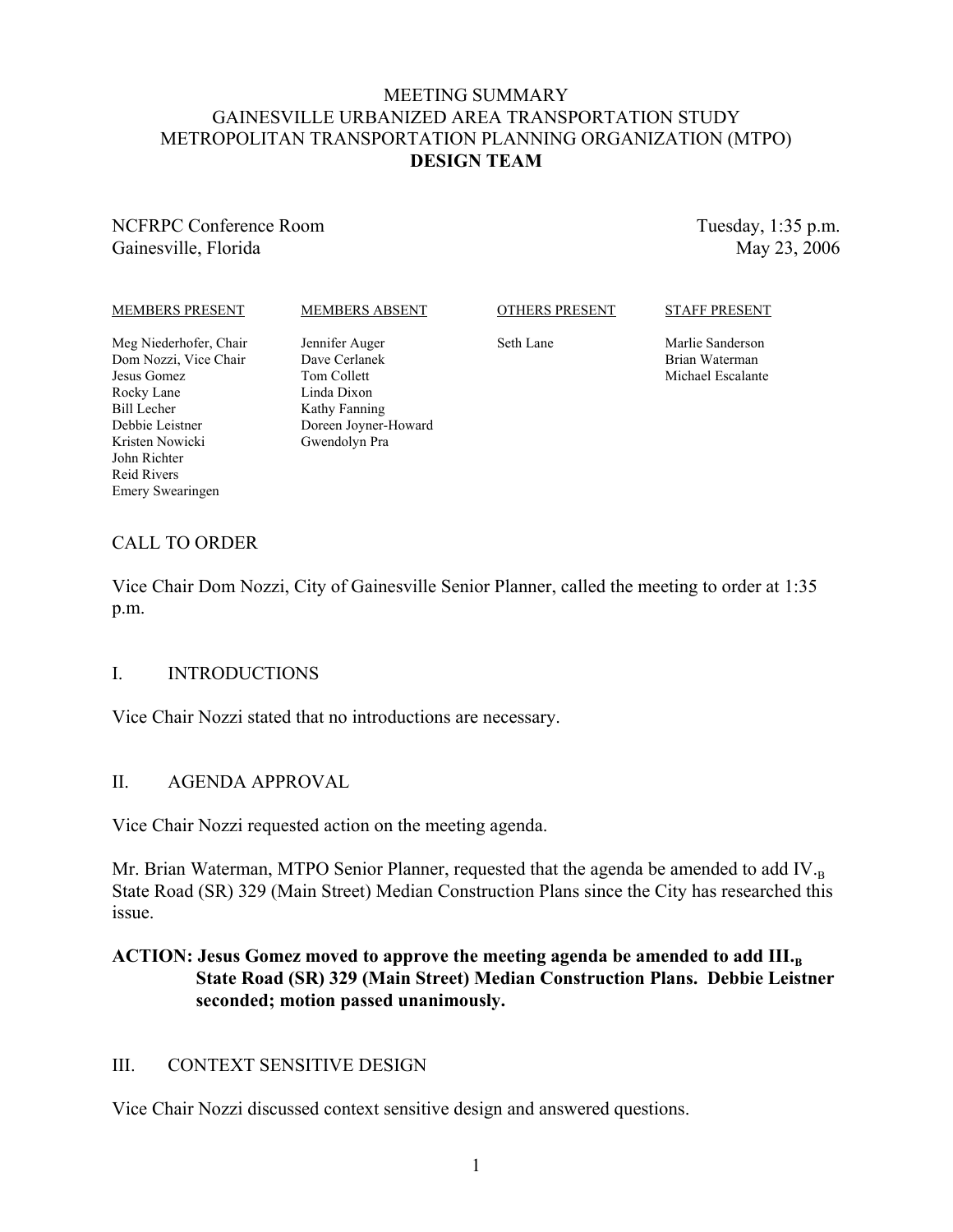# MEETING SUMMARY
# GAINESVILLE URBANIZED AREA TRANSPORTATION STUDY
# METROPOLITAN TRANSPORTATION PLANNING ORGANIZATION (MTPO)
# DESIGN TEAM

NCFRPC Conference Room
Gainesville, Florida

Tuesday, 1:35 p.m.
May 23, 2006

| MEMBERS PRESENT | MEMBERS ABSENT | OTHERS PRESENT | STAFF PRESENT |
|---|---|---|---|
| Meg Niederhofer, Chair | Jennifer Auger | Seth Lane | Marlie Sanderson |
| Dom Nozzi, Vice Chair | Dave Cerlanek | | Brian Waterman |
| Jesus Gomez | Tom Collett | | Michael Escalante |
| Rocky Lane | Linda Dixon | | |
| Bill Lecher | Kathy Fanning | | |
| Debbie Leistner | Doreen Joyner-Howard | | |
| Kristen Nowicki | Gwendolyn Pra | | |
| John Richter | | | |
| Reid Rivers | | | |
| Emery Swearingen | | | |

## CALL TO ORDER

Vice Chair Dom Nozzi, City of Gainesville Senior Planner, called the meeting to order at 1:35 p.m.

## I. INTRODUCTIONS

Vice Chair Nozzi stated that no introductions are necessary.

## II. AGENDA APPROVAL

Vice Chair Nozzi requested action on the meeting agenda.

Mr. Brian Waterman, MTPO Senior Planner, requested that the agenda be amended to add IV.$_B$ State Road (SR) 329 (Main Street) Median Construction Plans since the City has researched this issue.

**ACTION: Jesus Gomez moved to approve the meeting agenda be amended to add III.$_B$ State Road (SR) 329 (Main Street) Median Construction Plans. Debbie Leistner seconded; motion passed unanimously.**

## III. CONTEXT SENSITIVE DESIGN

Vice Chair Nozzi discussed context sensitive design and answered questions.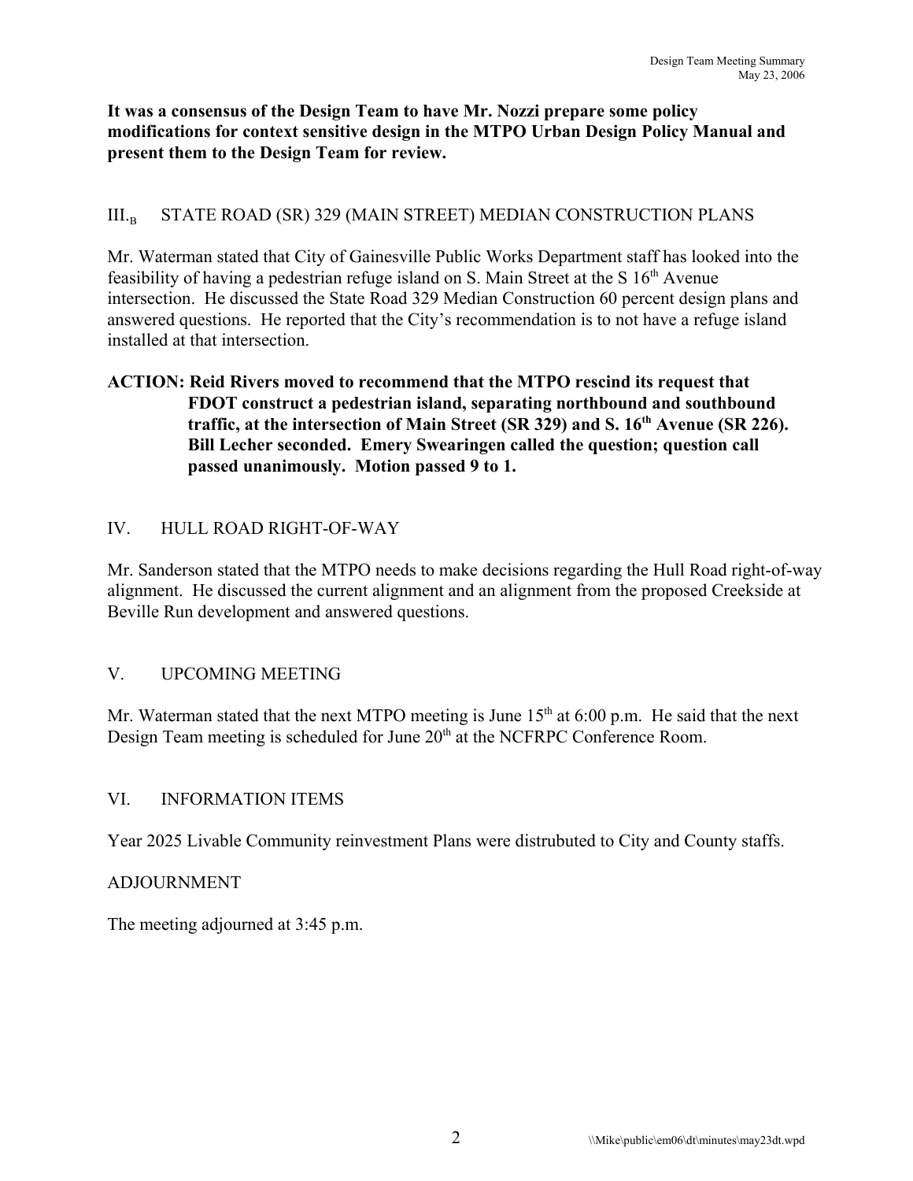**It was a consensus of the Design Team to have Mr. Nozzi prepare some policy modifications for context sensitive design in the MTPO Urban Design Policy Manual and present them to the Design Team for review.**

## III.B STATE ROAD (SR) 329 (MAIN STREET) MEDIAN CONSTRUCTION PLANS

Mr. Waterman stated that City of Gainesville Public Works Department staff has looked into the feasibility of having a pedestrian refuge island on S. Main Street at the S 16th Avenue intersection. He discussed the State Road 329 Median Construction 60 percent design plans and answered questions. He reported that the City's recommendation is to not have a refuge island installed at that intersection.

**ACTION: Reid Rivers moved to recommend that the MTPO rescind its request that FDOT construct a pedestrian island, separating northbound and southbound traffic, at the intersection of Main Street (SR 329) and S. 16th Avenue (SR 226). Bill Lecher seconded. Emery Swearingen called the question; question call passed unanimously. Motion passed 9 to 1.**

## IV. HULL ROAD RIGHT-OF-WAY

Mr. Sanderson stated that the MTPO needs to make decisions regarding the Hull Road right-of-way alignment. He discussed the current alignment and an alignment from the proposed Creekside at Beville Run development and answered questions.

## V. UPCOMING MEETING

Mr. Waterman stated that the next MTPO meeting is June 15th at 6:00 p.m. He said that the next Design Team meeting is scheduled for June 20th at the NCFRPC Conference Room.

## VI. INFORMATION ITEMS

Year 2025 Livable Community reinvestment Plans were distrubuted to City and County staffs.

## ADJOURNMENT

The meeting adjourned at 3:45 p.m.